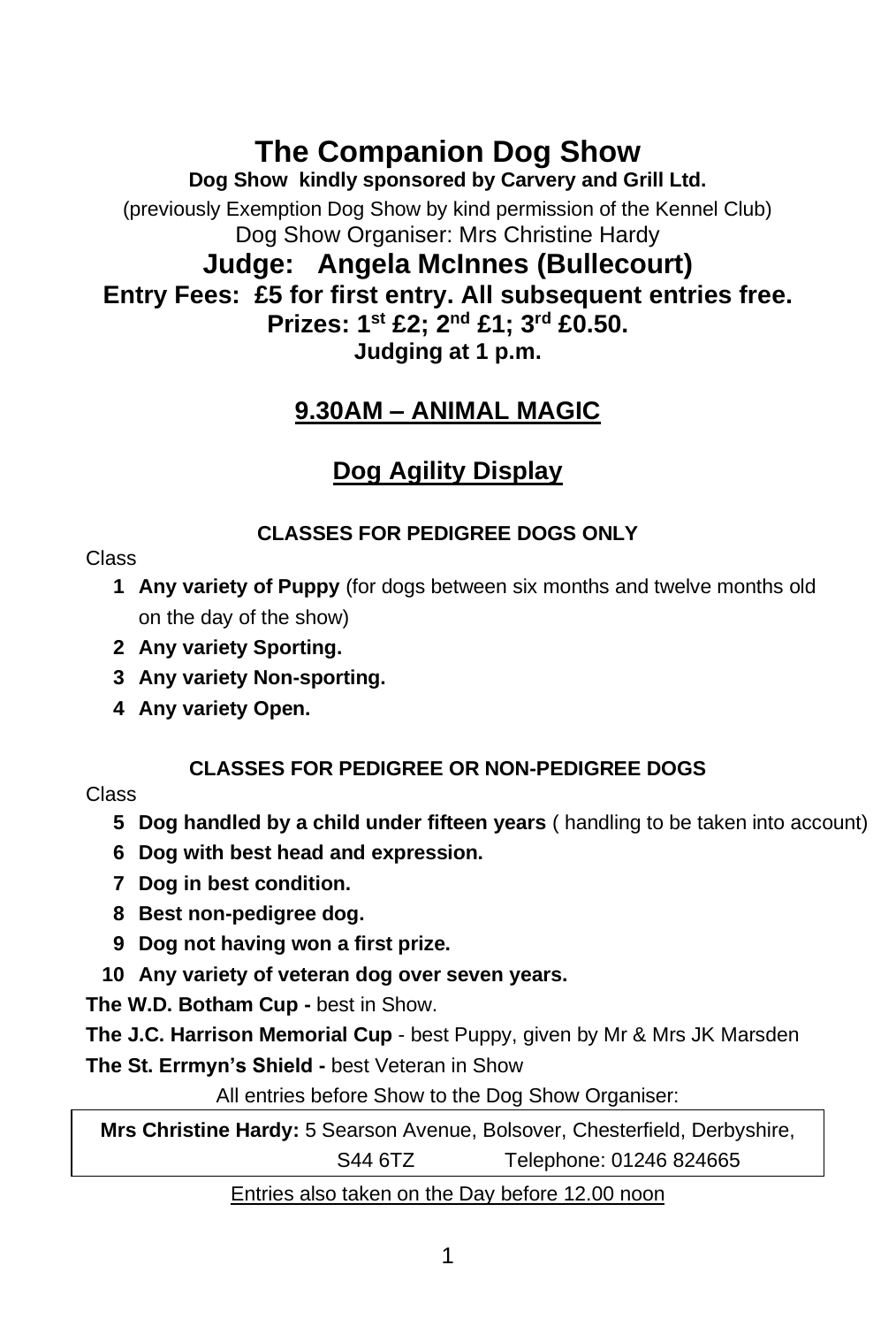# The Companion Dog Show

**Dog Show kindly sponsored by Carvery and Grill Ltd.**

(previously Exemption Dog Show by kind permission of the Kennel Club)

Dog Show Organiser: Mrs Christine Hardy

## Judge: Angela McInnes (Bullecourt)

**Entry Fees: £5 for first entry. All subsequent entries free.**

**Prizes: 1st £2; 2nd £1; 3rd £0.50.**

**Judging at 1 p.m.**

## 9.30AM – ANIMAL MAGIC

## Dog Agility Display

**CLASSES FOR PEDIGREE DOGS ONLY**

Class

1. **Any variety of Puppy** (for dogs between six months and twelve months old on the day of the show)
2. **Any variety Sporting.**
3. **Any variety Non-sporting.**
4. **Any variety Open.**

**CLASSES FOR PEDIGREE OR NON-PEDIGREE DOGS**

Class

5. **Dog handled by a child under fifteen years** ( handling to be taken into account)
6. **Dog with best head and expression.**
7. **Dog in best condition.**
8. **Best non-pedigree dog.**
9. **Dog not having won a first prize.**
10. **Any variety of veteran dog over seven years.**

**The W.D. Botham Cup -** best in Show.

**The J.C. Harrison Memorial Cup** - best Puppy, given by Mr & Mrs JK Marsden

**The St. Errmyn's Shield -** best Veteran in Show

All entries before Show to the Dog Show Organiser:

**Mrs Christine Hardy:** 5 Searson Avenue, Bolsover, Chesterfield, Derbyshire, S44 6TZ Telephone: 01246 824665

Entries also taken on the Day before 12.00 noon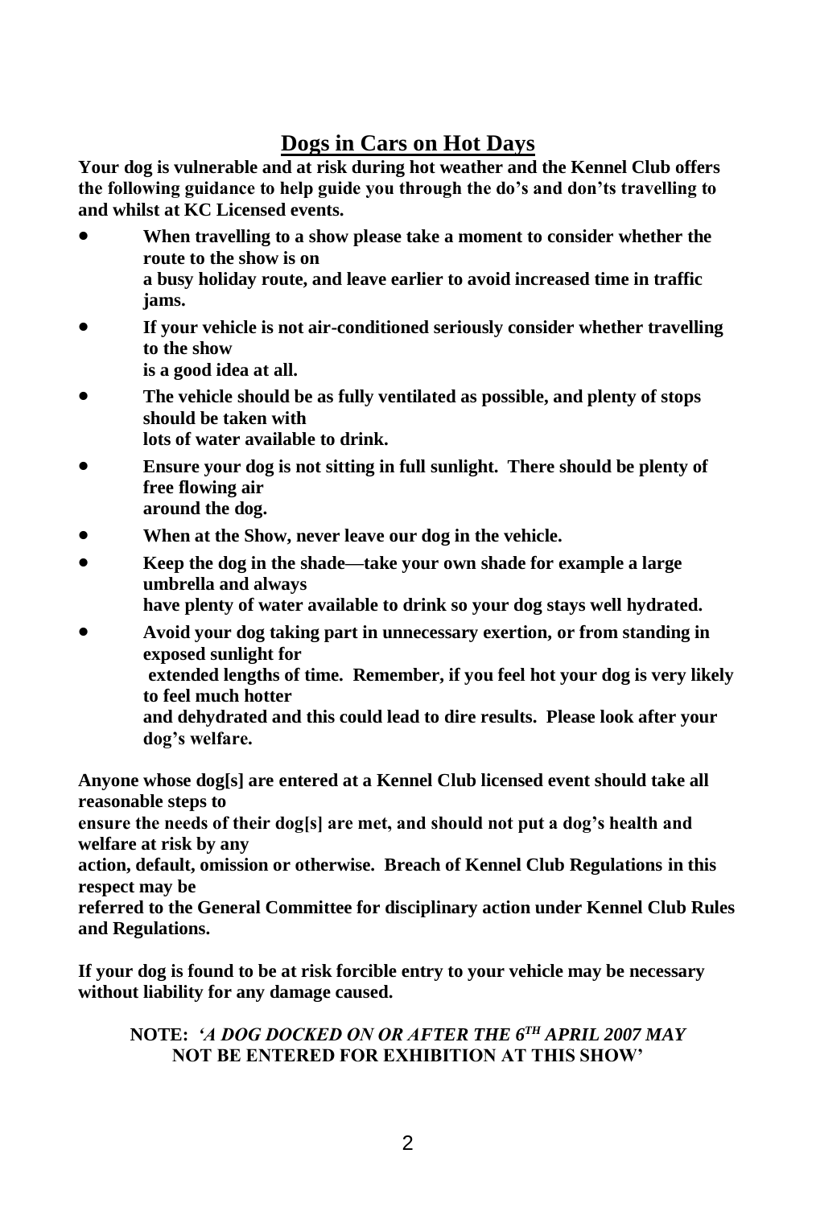## **Dogs in Cars on Hot Days**

**Your dog is vulnerable and at risk during hot weather and the Kennel Club offers the following guidance to help guide you through the do's and don'ts travelling to and whilst at KC Licensed events.**

- **When travelling to a show please take a moment to consider whether the route to the show is on a busy holiday route, and leave earlier to avoid increased time in traffic jams.**
- **If your vehicle is not air-conditioned seriously consider whether travelling to the show is a good idea at all.**
- **The vehicle should be as fully ventilated as possible, and plenty of stops should be taken with lots of water available to drink.**
- **Ensure your dog is not sitting in full sunlight. There should be plenty of free flowing air around the dog.**
- **When at the Show, never leave our dog in the vehicle.**
- **Keep the dog in the shade—take your own shade for example a large umbrella and always have plenty of water available to drink so your dog stays well hydrated.**
- **Avoid your dog taking part in unnecessary exertion, or from standing in exposed sunlight for extended lengths of time. Remember, if you feel hot your dog is very likely to feel much hotter and dehydrated and this could lead to dire results. Please look after your dog's welfare.**

**Anyone whose dog[s] are entered at a Kennel Club licensed event should take all reasonable steps to ensure the needs of their dog[s] are met, and should not put a dog's health and welfare at risk by any action, default, omission or otherwise. Breach of Kennel Club Regulations in this respect may be referred to the General Committee for disciplinary action under Kennel Club Rules and Regulations.**

**If your dog is found to be at risk forcible entry to your vehicle may be necessary without liability for any damage caused.**

**NOTE: *'A DOG DOCKED ON OR AFTER THE 6TH APRIL 2007 MAY* NOT BE ENTERED FOR EXHIBITION AT THIS SHOW'**